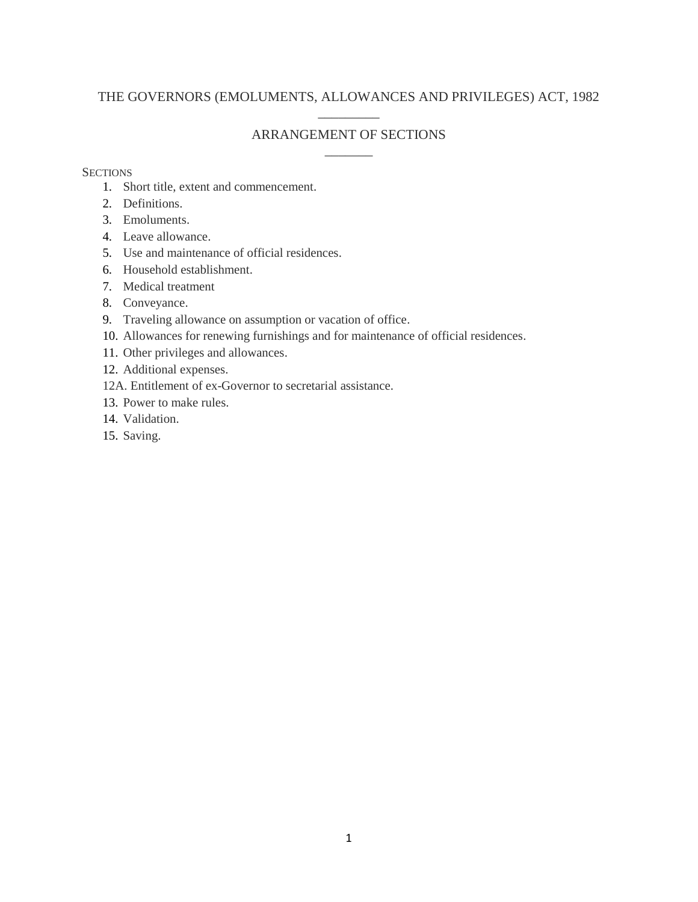# THE GOVERNORS (EMOLUMENTS, ALLOWANCES AND PRIVILEGES) ACT, 1982

## ARRANGEMENT OF SECTIONS

SECTIONS

1. Short title, extent and commencement.
2. Definitions.
3. Emoluments.
4. Leave allowance.
5. Use and maintenance of official residences.
6. Household establishment.
7. Medical treatment
8. Conveyance.
9. Traveling allowance on assumption or vacation of office.
10. Allowances for renewing furnishings and for maintenance of official residences.
11. Other privileges and allowances.
12. Additional expenses.

12A. Entitlement of ex-Governor to secretarial assistance.

13. Power to make rules.
14. Validation.
15. Saving.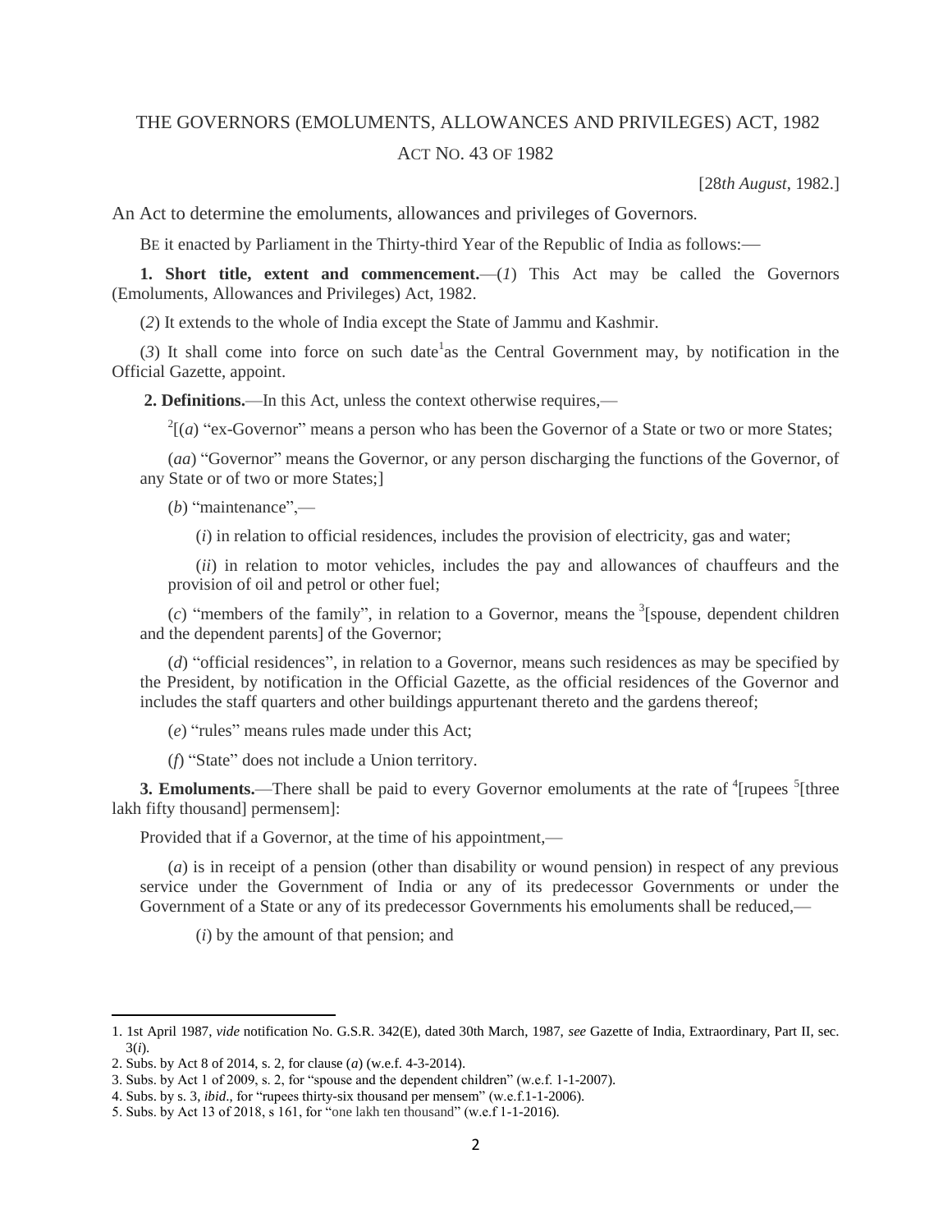# THE GOVERNORS (EMOLUMENTS, ALLOWANCES AND PRIVILEGES) ACT, 1982

ACT NO. 43 OF 1982

[28*th August*, 1982.]

An Act to determine the emoluments, allowances and privileges of Governors.

BE it enacted by Parliament in the Thirty-third Year of the Republic of India as follows:—

**1. Short title, extent and commencement.**—(*1*) This Act may be called the Governors (Emoluments, Allowances and Privileges) Act, 1982.

(*2*) It extends to the whole of India except the State of Jammu and Kashmir.

(*3*) It shall come into force on such date[1] as the Central Government may, by notification in the Official Gazette, appoint.

**2. Definitions.**—In this Act, unless the context otherwise requires,—

[2][(*a*) "ex-Governor" means a person who has been the Governor of a State or two or more States;

(*aa*) "Governor" means the Governor, or any person discharging the functions of the Governor, of any State or of two or more States;]

(*b*) "maintenance",—

(*i*) in relation to official residences, includes the provision of electricity, gas and water;

(*ii*) in relation to motor vehicles, includes the pay and allowances of chauffeurs and the provision of oil and petrol or other fuel;

(*c*) "members of the family", in relation to a Governor, means the [3][spouse, dependent children and the dependent parents] of the Governor;

(*d*) "official residences", in relation to a Governor, means such residences as may be specified by the President, by notification in the Official Gazette, as the official residences of the Governor and includes the staff quarters and other buildings appurtenant thereto and the gardens thereof;

(*e*) "rules" means rules made under this Act;

(*f*) "State" does not include a Union territory.

**3. Emoluments.**—There shall be paid to every Governor emoluments at the rate of [4][rupees [5][three lakh fifty thousand] permensem]:

Provided that if a Governor, at the time of his appointment,—

(*a*) is in receipt of a pension (other than disability or wound pension) in respect of any previous service under the Government of India or any of its predecessor Governments or under the Government of a State or any of its predecessor Governments his emoluments shall be reduced,—

(*i*) by the amount of that pension; and

---

1. 1st April 1987, *vide* notification No. G.S.R. 342(E), dated 30th March, 1987, *see* Gazette of India, Extraordinary, Part II, sec. 3(*i*).
2. Subs. by Act 8 of 2014, s. 2, for clause (*a*) (w.e.f. 4-3-2014).
3. Subs. by Act 1 of 2009, s. 2, for "spouse and the dependent children" (w.e.f. 1-1-2007).
4. Subs. by s. 3, *ibid*., for "rupees thirty-six thousand per mensem" (w.e.f.1-1-2006).
5. Subs. by Act 13 of 2018, s 161, for "one lakh ten thousand" (w.e.f 1-1-2016).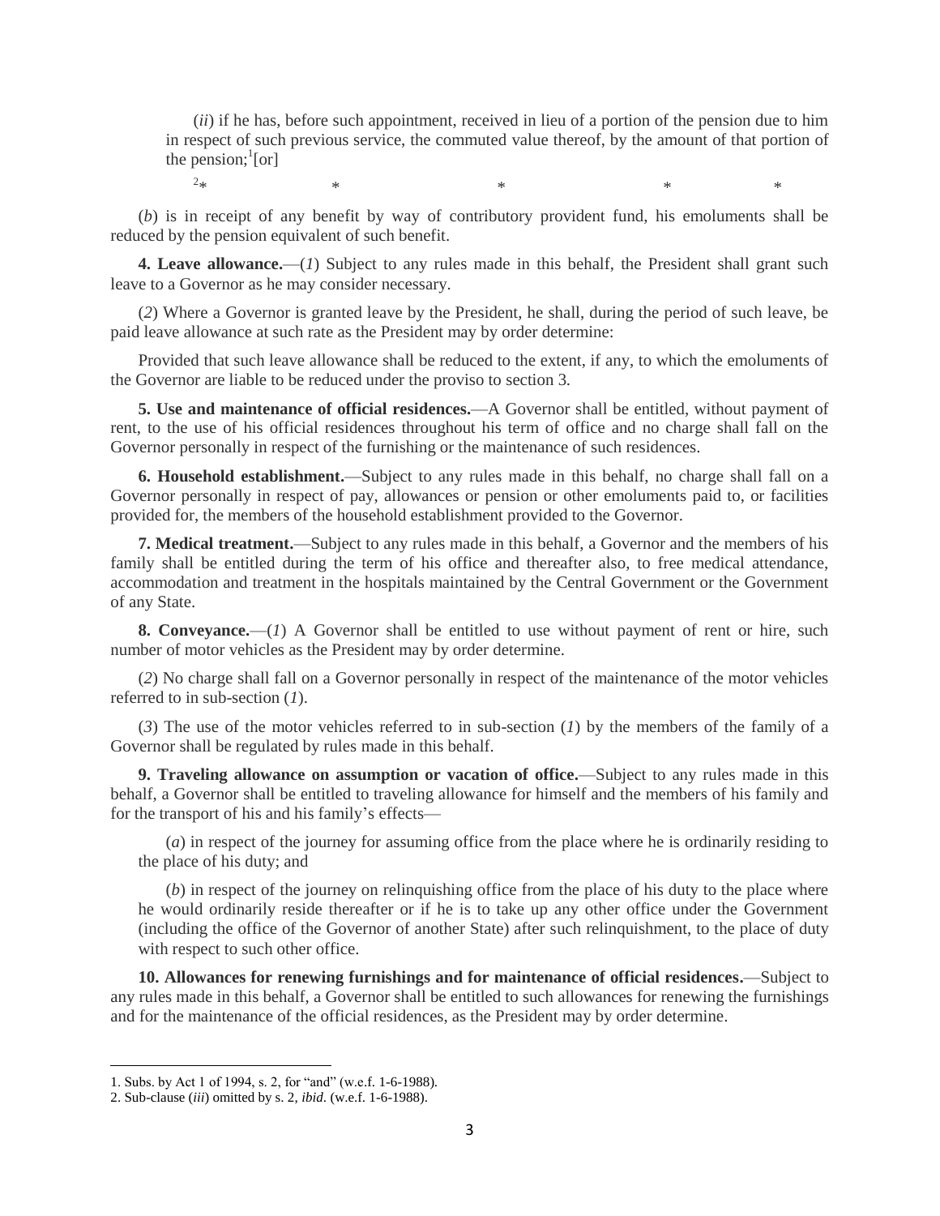(*ii*) if he has, before such appointment, received in lieu of a portion of the pension due to him in respect of such previous service, the commuted value thereof, by the amount of that portion of the pension;[1][or]

[2]* * * * *

(*b*) is in receipt of any benefit by way of contributory provident fund, his emoluments shall be reduced by the pension equivalent of such benefit.

**4. Leave allowance.**—(*1*) Subject to any rules made in this behalf, the President shall grant such leave to a Governor as he may consider necessary.

(*2*) Where a Governor is granted leave by the President, he shall, during the period of such leave, be paid leave allowance at such rate as the President may by order determine:

Provided that such leave allowance shall be reduced to the extent, if any, to which the emoluments of the Governor are liable to be reduced under the proviso to section 3.

**5. Use and maintenance of official residences.**—A Governor shall be entitled, without payment of rent, to the use of his official residences throughout his term of office and no charge shall fall on the Governor personally in respect of the furnishing or the maintenance of such residences.

**6. Household establishment.**—Subject to any rules made in this behalf, no charge shall fall on a Governor personally in respect of pay, allowances or pension or other emoluments paid to, or facilities provided for, the members of the household establishment provided to the Governor.

**7. Medical treatment.**—Subject to any rules made in this behalf, a Governor and the members of his family shall be entitled during the term of his office and thereafter also, to free medical attendance, accommodation and treatment in the hospitals maintained by the Central Government or the Government of any State.

**8. Conveyance.**—(*1*) A Governor shall be entitled to use without payment of rent or hire, such number of motor vehicles as the President may by order determine.

(*2*) No charge shall fall on a Governor personally in respect of the maintenance of the motor vehicles referred to in sub-section (*1*).

(*3*) The use of the motor vehicles referred to in sub-section (*1*) by the members of the family of a Governor shall be regulated by rules made in this behalf.

**9. Traveling allowance on assumption or vacation of office.**—Subject to any rules made in this behalf, a Governor shall be entitled to traveling allowance for himself and the members of his family and for the transport of his and his family's effects—

(*a*) in respect of the journey for assuming office from the place where he is ordinarily residing to the place of his duty; and

(*b*) in respect of the journey on relinquishing office from the place of his duty to the place where he would ordinarily reside thereafter or if he is to take up any other office under the Government (including the office of the Governor of another State) after such relinquishment, to the place of duty with respect to such other office.

**10. Allowances for renewing furnishings and for maintenance of official residences.**—Subject to any rules made in this behalf, a Governor shall be entitled to such allowances for renewing the furnishings and for the maintenance of the official residences, as the President may by order determine.

---

1. Subs. by Act 1 of 1994, s. 2, for "and" (w.e.f. 1-6-1988).
2. Sub-clause (*iii*) omitted by s. 2, *ibid*. (w.e.f. 1-6-1988).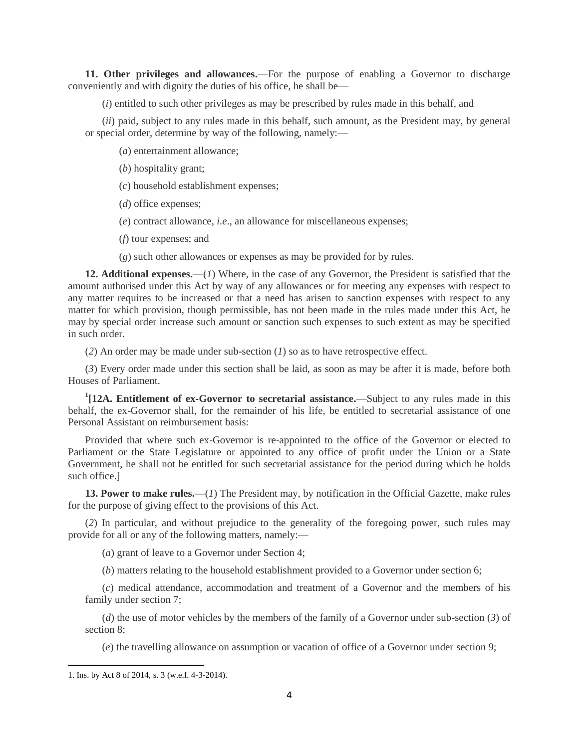**11. Other privileges and allowances.**—For the purpose of enabling a Governor to discharge conveniently and with dignity the duties of his office, he shall be—

(*i*) entitled to such other privileges as may be prescribed by rules made in this behalf, and

(*ii*) paid, subject to any rules made in this behalf, such amount, as the President may, by general or special order, determine by way of the following, namely:—

(*a*) entertainment allowance;

(*b*) hospitality grant;

(*c*) household establishment expenses;

(*d*) office expenses;

(*e*) contract allowance, *i.e*., an allowance for miscellaneous expenses;

(*f*) tour expenses; and

(*g*) such other allowances or expenses as may be provided for by rules.

**12. Additional expenses.**—(*1*) Where, in the case of any Governor, the President is satisfied that the amount authorised under this Act by way of any allowances or for meeting any expenses with respect to any matter requires to be increased or that a need has arisen to sanction expenses with respect to any matter for which provision, though permissible, has not been made in the rules made under this Act, he may by special order increase such amount or sanction such expenses to such extent as may be specified in such order.

(*2*) An order may be made under sub-section (*1*) so as to have retrospective effect.

(*3*) Every order made under this section shall be laid, as soon as may be after it is made, before both Houses of Parliament.

[1]**[12A. Entitlement of ex-Governor to secretarial assistance.**—Subject to any rules made in this behalf, the ex-Governor shall, for the remainder of his life, be entitled to secretarial assistance of one Personal Assistant on reimbursement basis:

Provided that where such ex-Governor is re-appointed to the office of the Governor or elected to Parliament or the State Legislature or appointed to any office of profit under the Union or a State Government, he shall not be entitled for such secretarial assistance for the period during which he holds such office.]

**13. Power to make rules.**—(*1*) The President may, by notification in the Official Gazette, make rules for the purpose of giving effect to the provisions of this Act.

(*2*) In particular, and without prejudice to the generality of the foregoing power, such rules may provide for all or any of the following matters, namely:—

(*a*) grant of leave to a Governor under Section 4;

(*b*) matters relating to the household establishment provided to a Governor under section 6;

(*c*) medical attendance, accommodation and treatment of a Governor and the members of his family under section 7;

(*d*) the use of motor vehicles by the members of the family of a Governor under sub-section (*3*) of section 8;

(*e*) the travelling allowance on assumption or vacation of office of a Governor under section 9;

---

1. Ins. by Act 8 of 2014, s. 3 (w.e.f. 4-3-2014).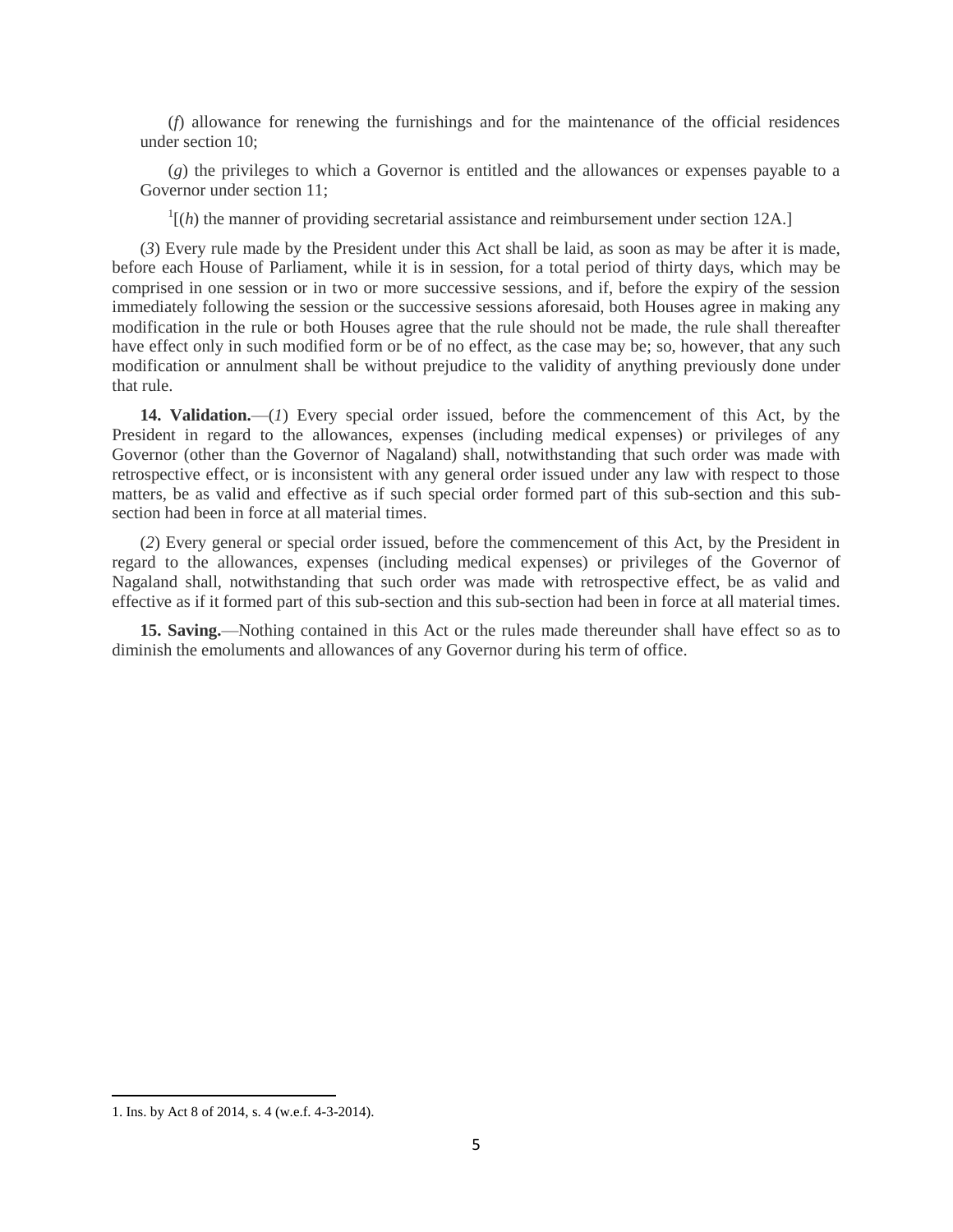(*f*) allowance for renewing the furnishings and for the maintenance of the official residences under section 10;

(*g*) the privileges to which a Governor is entitled and the allowances or expenses payable to a Governor under section 11;

[1][(*h*) the manner of providing secretarial assistance and reimbursement under section 12A.]

(*3*) Every rule made by the President under this Act shall be laid, as soon as may be after it is made, before each House of Parliament, while it is in session, for a total period of thirty days, which may be comprised in one session or in two or more successive sessions, and if, before the expiry of the session immediately following the session or the successive sessions aforesaid, both Houses agree in making any modification in the rule or both Houses agree that the rule should not be made, the rule shall thereafter have effect only in such modified form or be of no effect, as the case may be; so, however, that any such modification or annulment shall be without prejudice to the validity of anything previously done under that rule.

**14. Validation.**—(*1*) Every special order issued, before the commencement of this Act, by the President in regard to the allowances, expenses (including medical expenses) or privileges of any Governor (other than the Governor of Nagaland) shall, notwithstanding that such order was made with retrospective effect, or is inconsistent with any general order issued under any law with respect to those matters, be as valid and effective as if such special order formed part of this sub-section and this sub-section had been in force at all material times.

(*2*) Every general or special order issued, before the commencement of this Act, by the President in regard to the allowances, expenses (including medical expenses) or privileges of the Governor of Nagaland shall, notwithstanding that such order was made with retrospective effect, be as valid and effective as if it formed part of this sub-section and this sub-section had been in force at all material times.

**15. Saving.**—Nothing contained in this Act or the rules made thereunder shall have effect so as to diminish the emoluments and allowances of any Governor during his term of office.

---

1. Ins. by Act 8 of 2014, s. 4 (w.e.f. 4-3-2014).